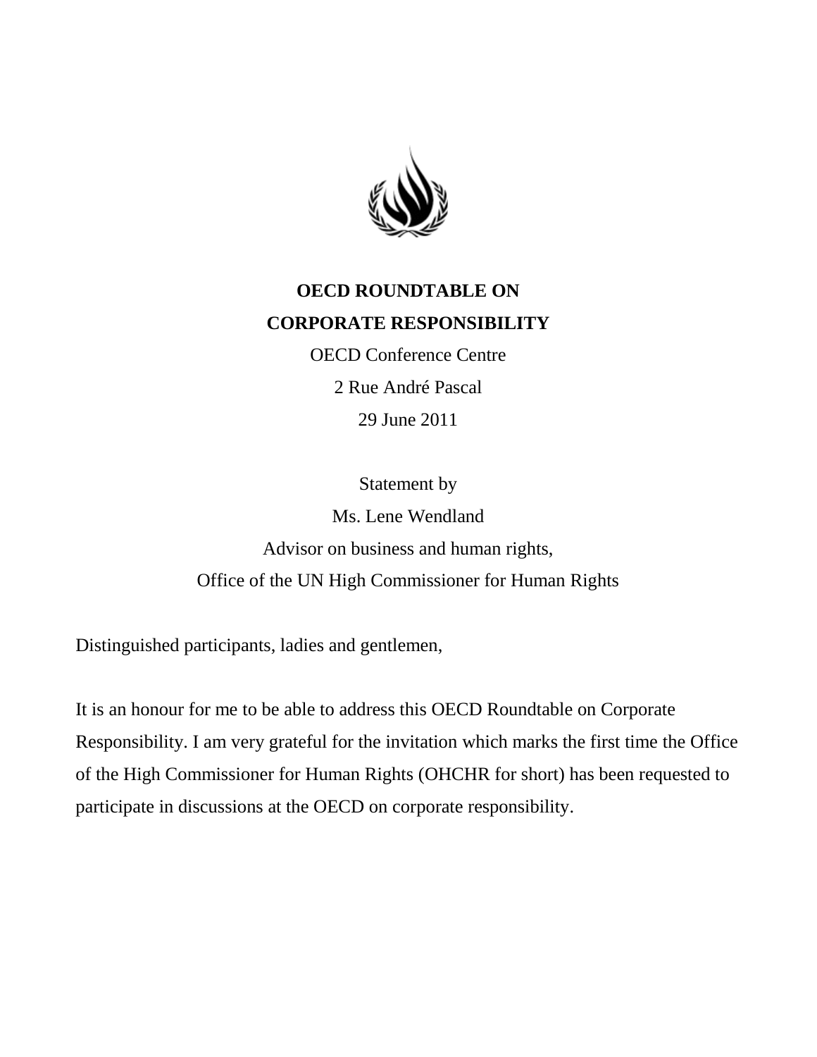**OECD ROUNDTABLE ON**

**CORPORATE RESPONSIBILITY**

OECD Conference Centre

2 Rue André Pascal

29 June 2011

Statement by

Ms. Lene Wendland

Advisor on business and human rights,

Office of the UN High Commissioner for Human Rights

Distinguished participants, ladies and gentlemen,

It is an honour for me to be able to address this OECD Roundtable on Corporate Responsibility. I am very grateful for the invitation which marks the first time the Office of the High Commissioner for Human Rights (OHCHR for short) has been requested to participate in discussions at the OECD on corporate responsibility.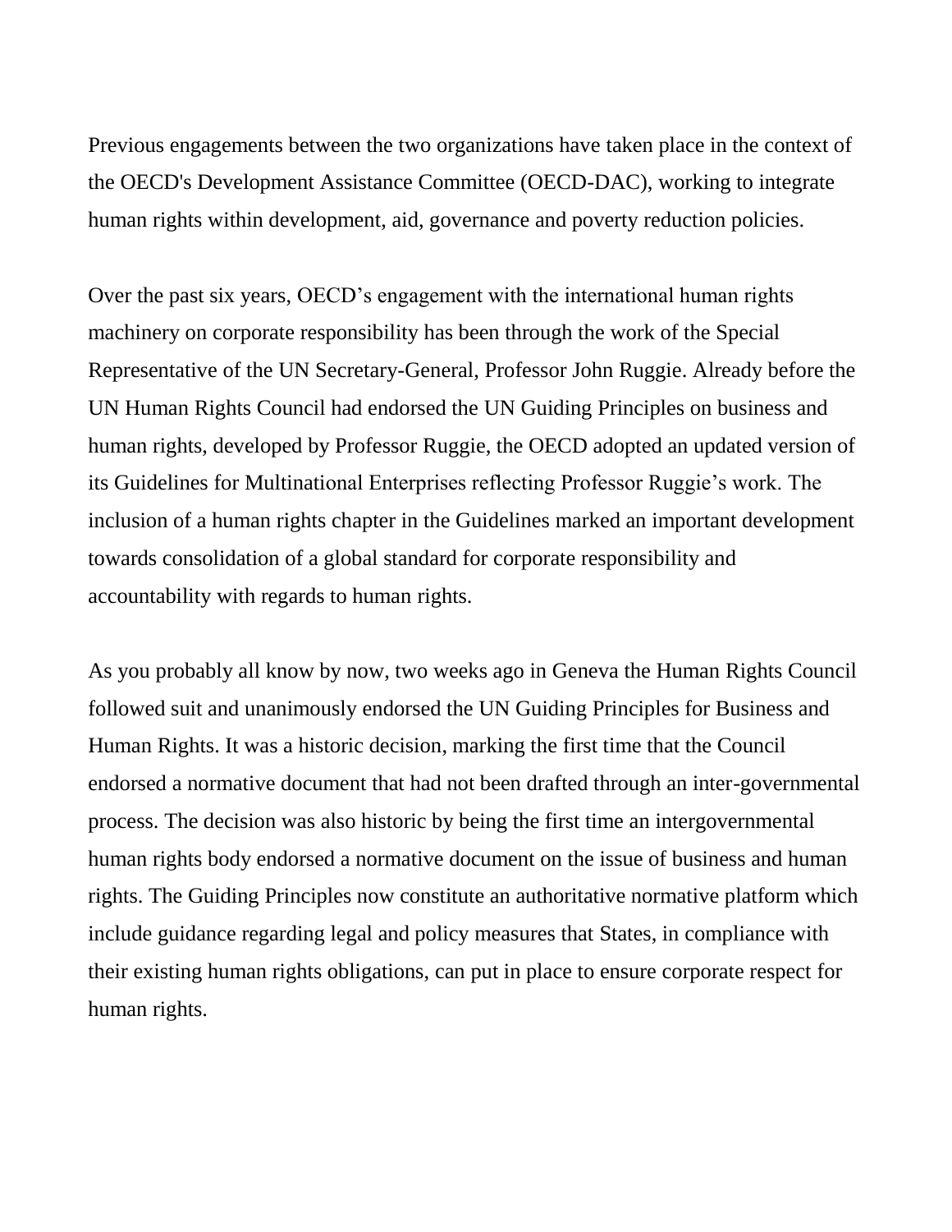Previous engagements between the two organizations have taken place in the context of the OECD's Development Assistance Committee (OECD-DAC), working to integrate human rights within development, aid, governance and poverty reduction policies.

Over the past six years, OECD’s engagement with the international human rights machinery on corporate responsibility has been through the work of the Special Representative of the UN Secretary-General, Professor John Ruggie. Already before the UN Human Rights Council had endorsed the UN Guiding Principles on business and human rights, developed by Professor Ruggie, the OECD adopted an updated version of its Guidelines for Multinational Enterprises reflecting Professor Ruggie’s work. The inclusion of a human rights chapter in the Guidelines marked an important development towards consolidation of a global standard for corporate responsibility and accountability with regards to human rights.

As you probably all know by now, two weeks ago in Geneva the Human Rights Council followed suit and unanimously endorsed the UN Guiding Principles for Business and Human Rights. It was a historic decision, marking the first time that the Council endorsed a normative document that had not been drafted through an inter-governmental process. The decision was also historic by being the first time an intergovernmental human rights body endorsed a normative document on the issue of business and human rights. The Guiding Principles now constitute an authoritative normative platform which include guidance regarding legal and policy measures that States, in compliance with their existing human rights obligations, can put in place to ensure corporate respect for human rights.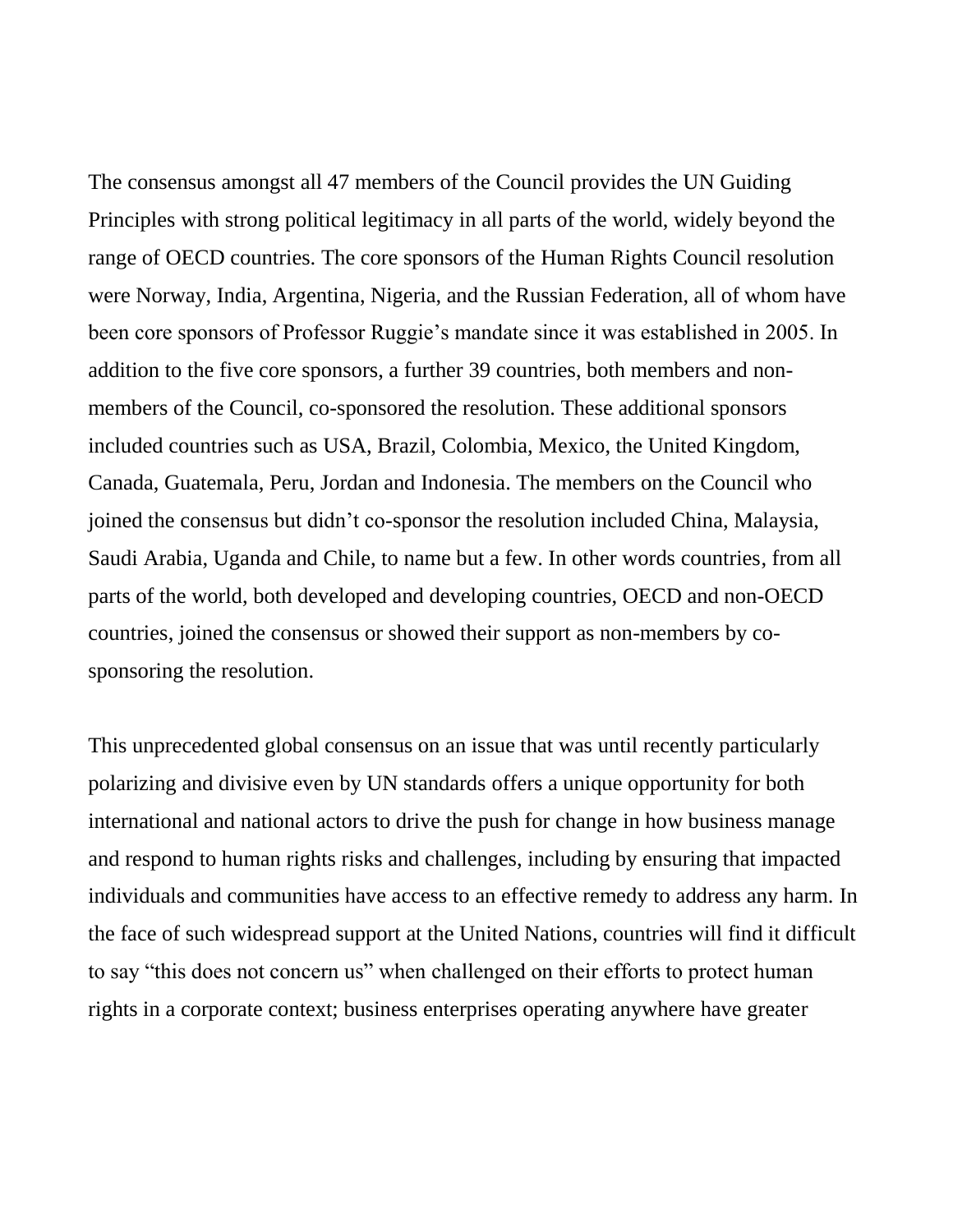The consensus amongst all 47 members of the Council provides the UN Guiding Principles with strong political legitimacy in all parts of the world, widely beyond the range of OECD countries. The core sponsors of the Human Rights Council resolution were Norway, India, Argentina, Nigeria, and the Russian Federation, all of whom have been core sponsors of Professor Ruggie's mandate since it was established in 2005. In addition to the five core sponsors, a further 39 countries, both members and non-members of the Council, co-sponsored the resolution. These additional sponsors included countries such as USA, Brazil, Colombia, Mexico, the United Kingdom, Canada, Guatemala, Peru, Jordan and Indonesia. The members on the Council who joined the consensus but didn't co-sponsor the resolution included China, Malaysia, Saudi Arabia, Uganda and Chile, to name but a few. In other words countries, from all parts of the world, both developed and developing countries, OECD and non-OECD countries, joined the consensus or showed their support as non-members by co-sponsoring the resolution.

This unprecedented global consensus on an issue that was until recently particularly polarizing and divisive even by UN standards offers a unique opportunity for both international and national actors to drive the push for change in how business manage and respond to human rights risks and challenges, including by ensuring that impacted individuals and communities have access to an effective remedy to address any harm. In the face of such widespread support at the United Nations, countries will find it difficult to say "this does not concern us" when challenged on their efforts to protect human rights in a corporate context; business enterprises operating anywhere have greater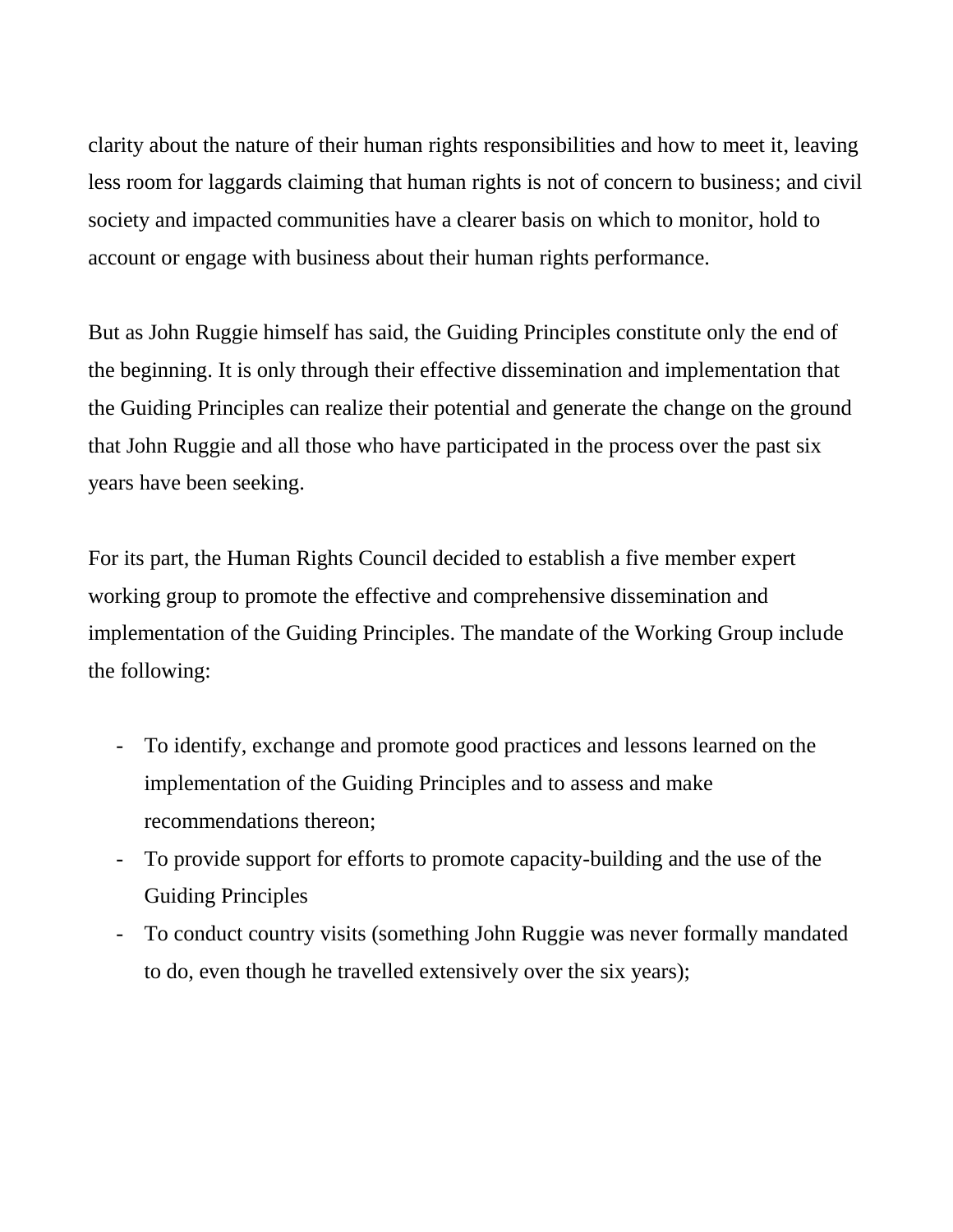clarity about the nature of their human rights responsibilities and how to meet it, leaving less room for laggards claiming that human rights is not of concern to business; and civil society and impacted communities have a clearer basis on which to monitor, hold to account or engage with business about their human rights performance.

But as John Ruggie himself has said, the Guiding Principles constitute only the end of the beginning. It is only through their effective dissemination and implementation that the Guiding Principles can realize their potential and generate the change on the ground that John Ruggie and all those who have participated in the process over the past six years have been seeking.

For its part, the Human Rights Council decided to establish a five member expert working group to promote the effective and comprehensive dissemination and implementation of the Guiding Principles. The mandate of the Working Group include the following:

- To identify, exchange and promote good practices and lessons learned on the implementation of the Guiding Principles and to assess and make recommendations thereon;
- To provide support for efforts to promote capacity-building and the use of the Guiding Principles
- To conduct country visits (something John Ruggie was never formally mandated to do, even though he travelled extensively over the six years);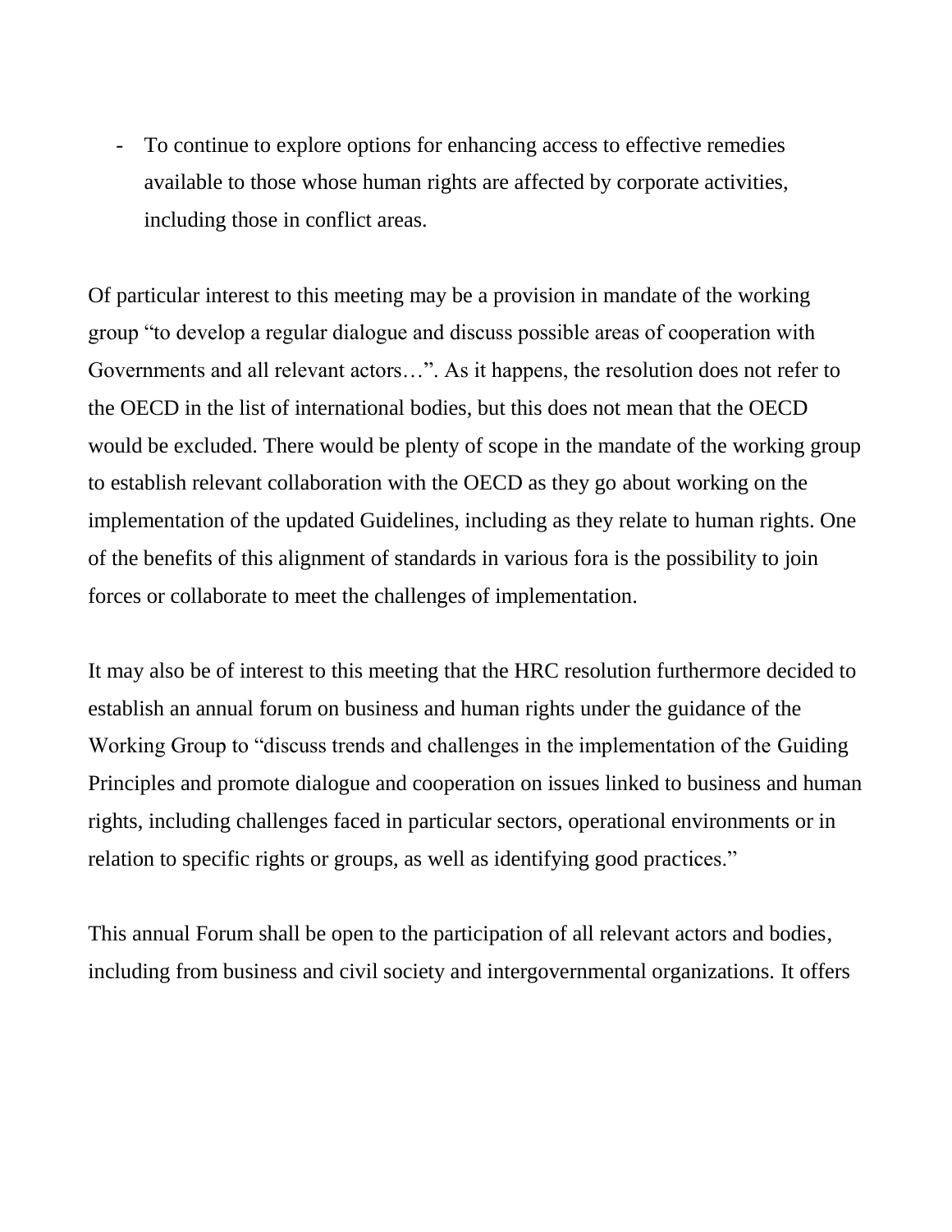- To continue to explore options for enhancing access to effective remedies available to those whose human rights are affected by corporate activities, including those in conflict areas.

Of particular interest to this meeting may be a provision in mandate of the working group "to develop a regular dialogue and discuss possible areas of cooperation with Governments and all relevant actors…". As it happens, the resolution does not refer to the OECD in the list of international bodies, but this does not mean that the OECD would be excluded. There would be plenty of scope in the mandate of the working group to establish relevant collaboration with the OECD as they go about working on the implementation of the updated Guidelines, including as they relate to human rights. One of the benefits of this alignment of standards in various fora is the possibility to join forces or collaborate to meet the challenges of implementation.

It may also be of interest to this meeting that the HRC resolution furthermore decided to establish an annual forum on business and human rights under the guidance of the Working Group to "discuss trends and challenges in the implementation of the Guiding Principles and promote dialogue and cooperation on issues linked to business and human rights, including challenges faced in particular sectors, operational environments or in relation to specific rights or groups, as well as identifying good practices."

This annual Forum shall be open to the participation of all relevant actors and bodies, including from business and civil society and intergovernmental organizations. It offers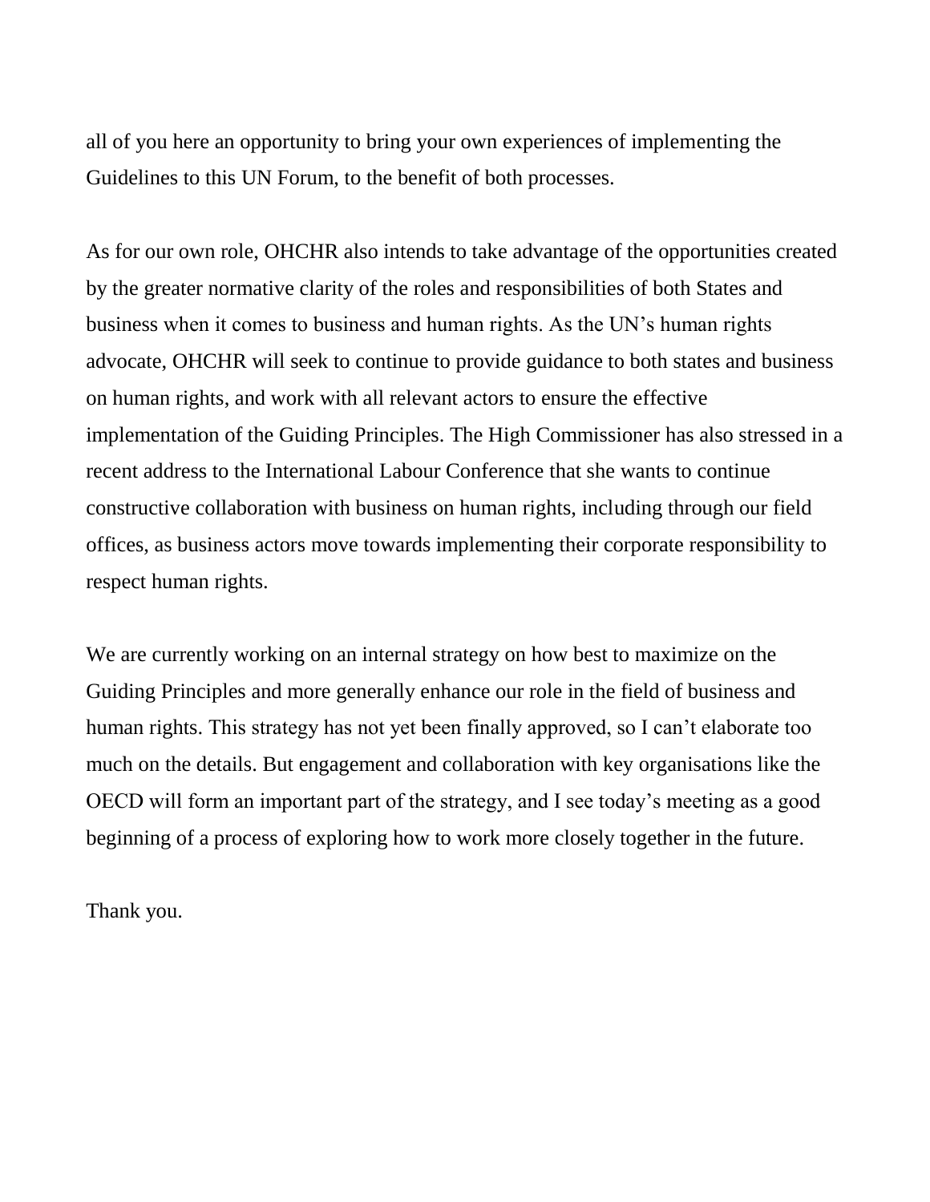all of you here an opportunity to bring your own experiences of implementing the Guidelines to this UN Forum, to the benefit of both processes.

As for our own role, OHCHR also intends to take advantage of the opportunities created by the greater normative clarity of the roles and responsibilities of both States and business when it comes to business and human rights. As the UN's human rights advocate, OHCHR will seek to continue to provide guidance to both states and business on human rights, and work with all relevant actors to ensure the effective implementation of the Guiding Principles. The High Commissioner has also stressed in a recent address to the International Labour Conference that she wants to continue constructive collaboration with business on human rights, including through our field offices, as business actors move towards implementing their corporate responsibility to respect human rights.

We are currently working on an internal strategy on how best to maximize on the Guiding Principles and more generally enhance our role in the field of business and human rights. This strategy has not yet been finally approved, so I can't elaborate too much on the details. But engagement and collaboration with key organisations like the OECD will form an important part of the strategy, and I see today's meeting as a good beginning of a process of exploring how to work more closely together in the future.

Thank you.